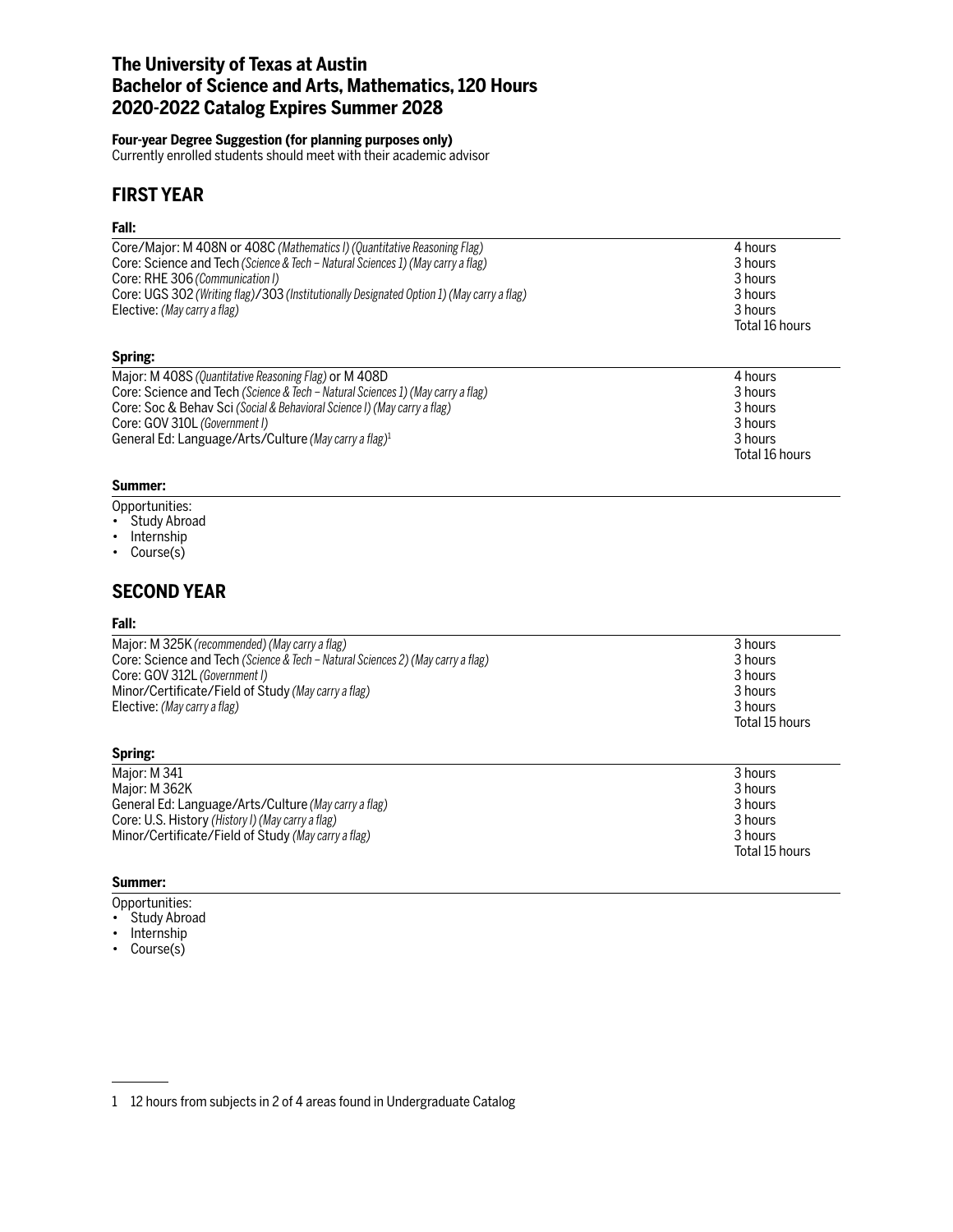# The University of Texas at Austin
# Bachelor of Science and Arts, Mathematics, 120 Hours
# 2020-2022 Catalog Expires Summer 2028

**Four-year Degree Suggestion (for planning purposes only)**
Currently enrolled students should meet with their academic advisor

## FIRST YEAR

### Fall:

| | |
|---|---|
| Core/Major: M 408N or 408C *(Mathematics I) (Quantitative Reasoning Flag)* | 4 hours |
| Core: Science and Tech *(Science & Tech – Natural Sciences 1) (May carry a flag)* | 3 hours |
| Core: RHE 306 *(Communication I)* | 3 hours |
| Core: UGS 302 *(Writing flag)*/303 *(Institutionally Designated Option 1) (May carry a flag)* | 3 hours |
| Elective: *(May carry a flag)* | 3 hours |
| | Total 16 hours |

### Spring:

| | |
|---|---|
| Major: M 408S *(Quantitative Reasoning Flag)* or M 408D | 4 hours |
| Core: Science and Tech *(Science & Tech – Natural Sciences 1) (May carry a flag)* | 3 hours |
| Core: Soc & Behav Sci *(Social & Behavioral Science I) (May carry a flag)* | 3 hours |
| Core: GOV 310L *(Government I)* | 3 hours |
| General Ed: Language/Arts/Culture *(May carry a flag)*[1] | 3 hours |
| | Total 16 hours |

### Summer:

Opportunities:

- Study Abroad
- Internship
- Course(s)

## SECOND YEAR

### Fall:

| | |
|---|---|
| Major: M 325K *(recommended) (May carry a flag)* | 3 hours |
| Core: Science and Tech *(Science & Tech – Natural Sciences 2) (May carry a flag)* | 3 hours |
| Core: GOV 312L *(Government I)* | 3 hours |
| Minor/Certificate/Field of Study *(May carry a flag)* | 3 hours |
| Elective: *(May carry a flag)* | 3 hours |
| | Total 15 hours |

### Spring:

| | |
|---|---|
| Major: M 341 | 3 hours |
| Major: M 362K | 3 hours |
| General Ed: Language/Arts/Culture *(May carry a flag)* | 3 hours |
| Core: U.S. History *(History I) (May carry a flag)* | 3 hours |
| Minor/Certificate/Field of Study *(May carry a flag)* | 3 hours |
| | Total 15 hours |

### Summer:

Opportunities:

- Study Abroad
- Internship
- Course(s)

---

1 12 hours from subjects in 2 of 4 areas found in Undergraduate Catalog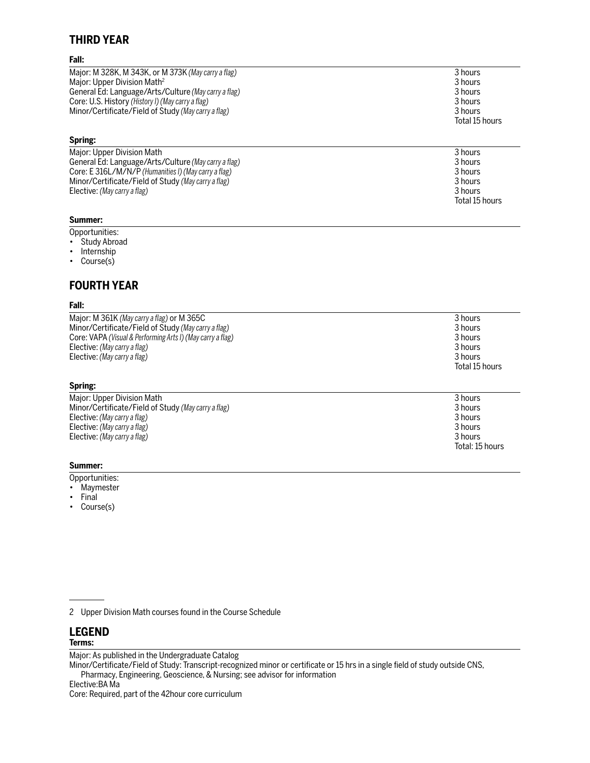## THIRD YEAR

**Fall:**

| | |
|---|---|
| Major: M 328K, M 343K, or M 373K *(May carry a flag)* | 3 hours |
| Major: Upper Division Math[2] | 3 hours |
| General Ed: Language/Arts/Culture *(May carry a flag)* | 3 hours |
| Core: U.S. History *(History I) (May carry a flag)* | 3 hours |
| Minor/Certificate/Field of Study *(May carry a flag)* | 3 hours |
| | Total 15 hours |

**Spring:**

| | |
|---|---|
| Major: Upper Division Math | 3 hours |
| General Ed: Language/Arts/Culture *(May carry a flag)* | 3 hours |
| Core: E 316L/M/N/P *(Humanities I) (May carry a flag)* | 3 hours |
| Minor/Certificate/Field of Study *(May carry a flag)* | 3 hours |
| Elective: *(May carry a flag)* | 3 hours |
| | Total 15 hours |

**Summer:**

Opportunities:

- Study Abroad
- Internship
- Course(s)

## FOURTH YEAR

**Fall:**

| | |
|---|---|
| Major: M 361K *(May carry a flag)* or M 365C | 3 hours |
| Minor/Certificate/Field of Study *(May carry a flag)* | 3 hours |
| Core: VAPA *(Visual & Performing Arts I) (May carry a flag)* | 3 hours |
| Elective: *(May carry a flag)* | 3 hours |
| Elective: *(May carry a flag)* | 3 hours |
| | Total 15 hours |

**Spring:**

| | |
|---|---|
| Major: Upper Division Math | 3 hours |
| Minor/Certificate/Field of Study *(May carry a flag)* | 3 hours |
| Elective: *(May carry a flag)* | 3 hours |
| Elective: *(May carry a flag)* | 3 hours |
| Elective: *(May carry a flag)* | 3 hours |
| | Total: 15 hours |

**Summer:**

Opportunities:

- Maymester
- Final
- Course(s)

2 Upper Division Math courses found in the Course Schedule

## LEGEND

**Terms:**

Major: As published in the Undergraduate Catalog

Minor/Certificate/Field of Study: Transcript-recognized minor or certificate or 15 hrs in a single field of study outside CNS, Pharmacy, Engineering, Geoscience, & Nursing; see advisor for information

Elective:BA Ma

Core: Required, part of the 42hour core curriculum